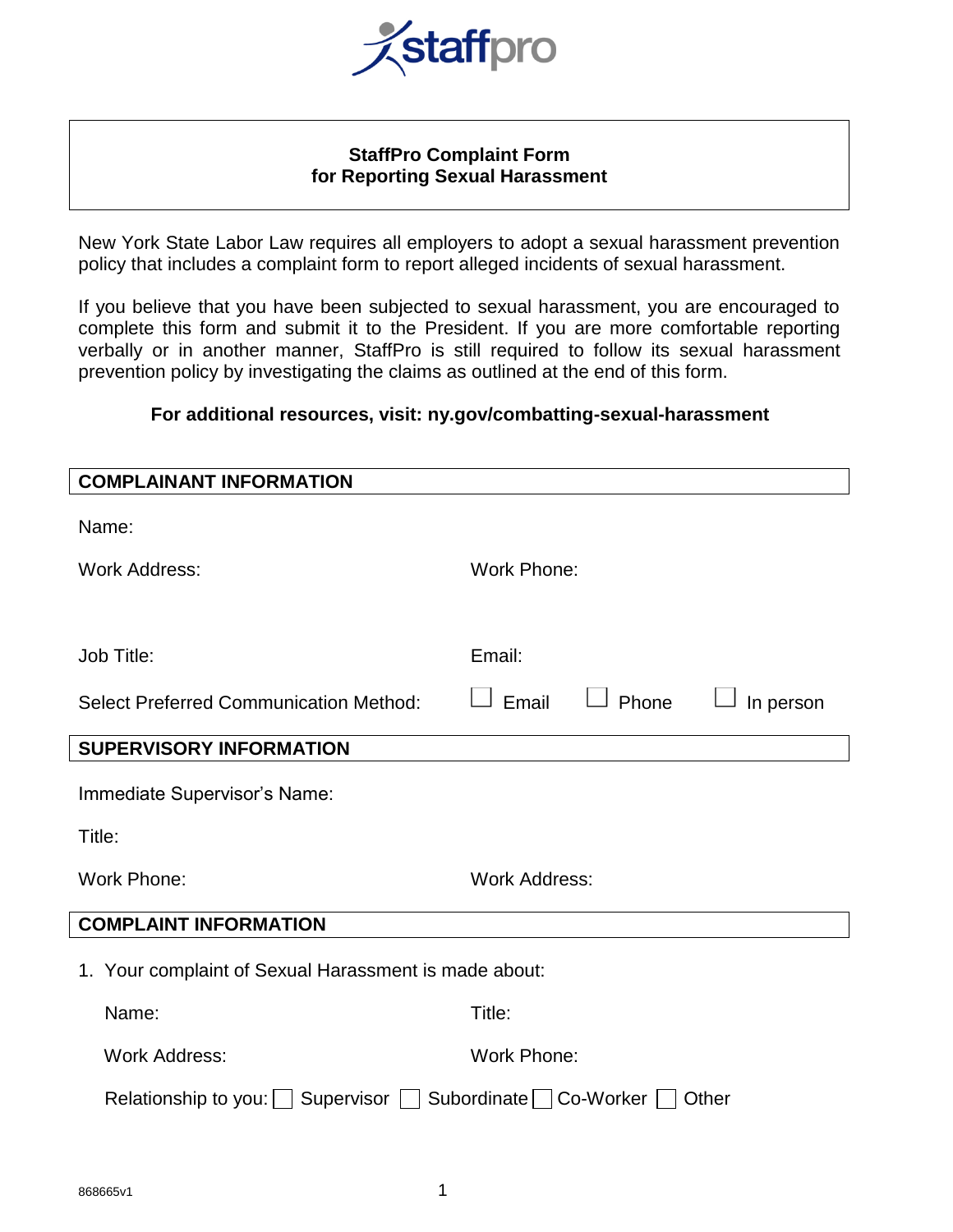staffpro

# StaffPro Complaint Form for Reporting Sexual Harassment

New York State Labor Law requires all employers to adopt a sexual harassment prevention policy that includes a complaint form to report alleged incidents of sexual harassment.

If you believe that you have been subjected to sexual harassment, you are encouraged to complete this form and submit it to the President. If you are more comfortable reporting verbally or in another manner, StaffPro is still required to follow its sexual harassment prevention policy by investigating the claims as outlined at the end of this form.

**For additional resources, visit: ny.gov/combatting-sexual-harassment**

## COMPLAINANT INFORMATION

Name:

Work Address: Work Phone:

Job Title: Email:

Select Preferred Communication Method: ☐ Email ☐ Phone ☐ In person

## SUPERVISORY INFORMATION

Immediate Supervisor's Name:

Title:

Work Phone: Work Address:

## COMPLAINT INFORMATION

1. Your complaint of Sexual Harassment is made about:

   Name: Title:

   Work Address: Work Phone:

   Relationship to you: ☐ Supervisor ☐ Subordinate ☐ Co-Worker ☐ Other

868665v1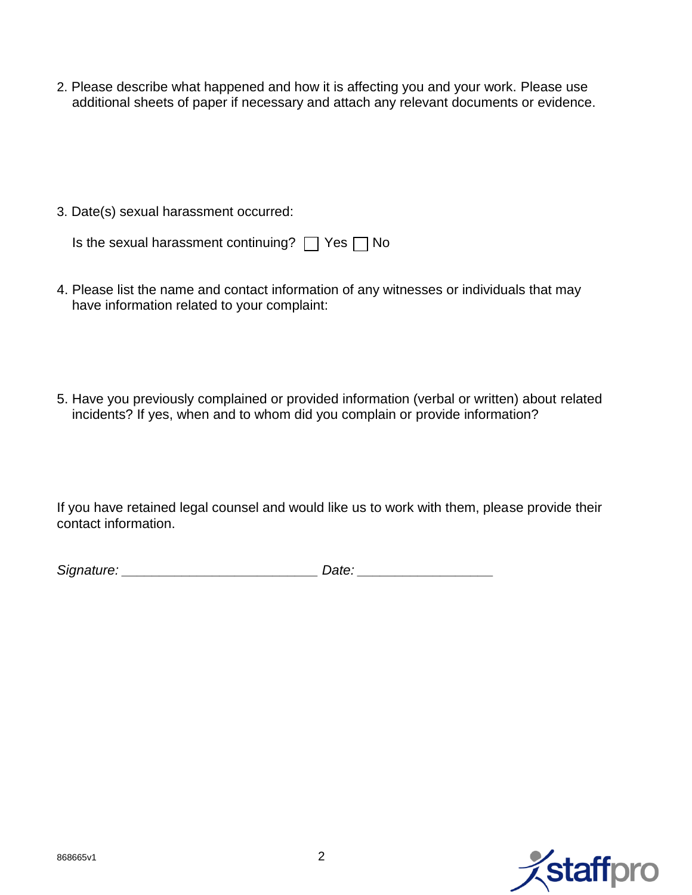2. Please describe what happened and how it is affecting you and your work. Please use additional sheets of paper if necessary and attach any relevant documents or evidence.

3. Date(s) sexual harassment occurred:

   Is the sexual harassment continuing? ☐ Yes ☐ No

4. Please list the name and contact information of any witnesses or individuals that may have information related to your complaint:

5. Have you previously complained or provided information (verbal or written) about related incidents? If yes, when and to whom did you complain or provide information?

If you have retained legal counsel and would like us to work with them, please provide their contact information.

*Signature:* ___________________________ *Date:* ___________________

868665v1